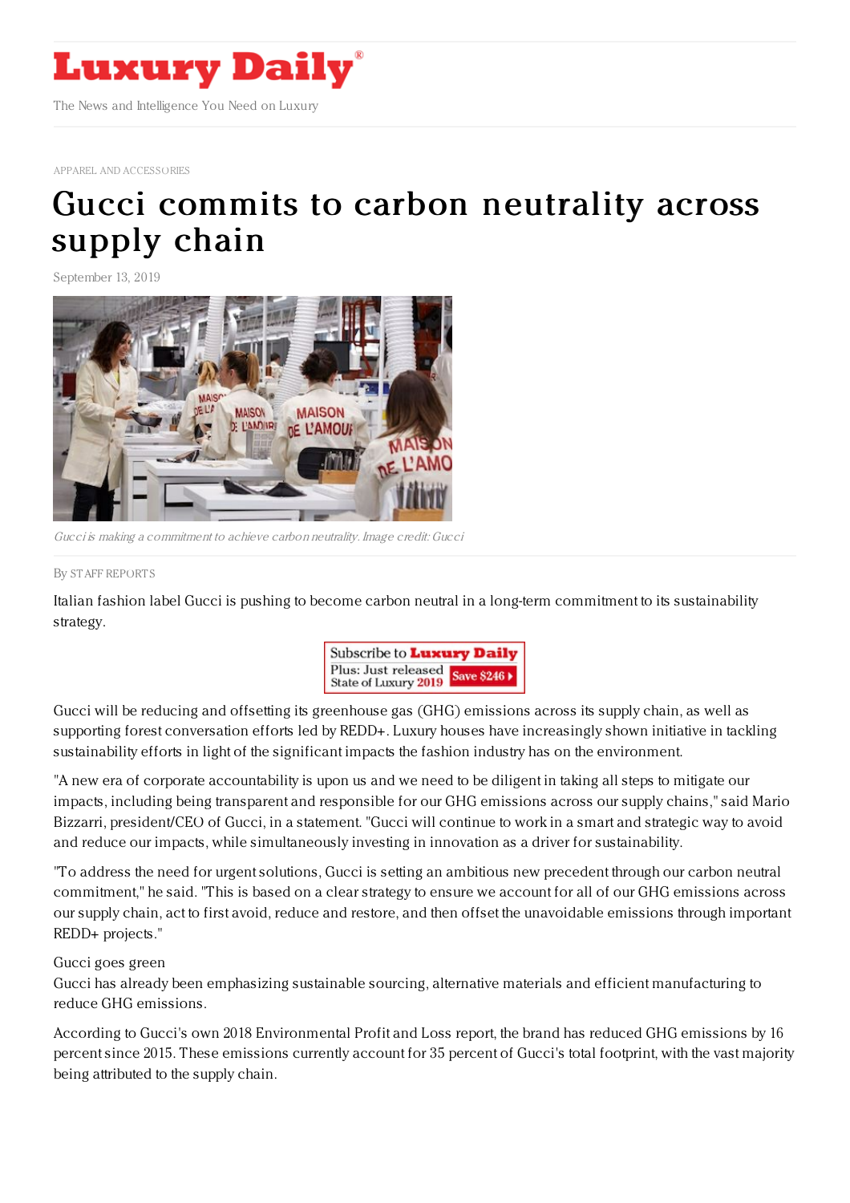# Luxury Daily

The News and Intelligence You Need on Luxury

APPAREL AND ACCESSORIES

# Gucci commits to carbon neutrality across supply chain

September 13, 2019

*Gucci is making a commitment to achieve carbon neutrality. Image credit: Gucci*

By STAFF REPORTS

Italian fashion label Gucci is pushing to become carbon neutral in a long-term commitment to its sustainability strategy.

Gucci will be reducing and offsetting its greenhouse gas (GHG) emissions across its supply chain, as well as supporting forest conversation efforts led by REDD+. Luxury houses have increasingly shown initiative in tackling sustainability efforts in light of the significant impacts the fashion industry has on the environment.

"A new era of corporate accountability is upon us and we need to be diligent in taking all steps to mitigate our impacts, including being transparent and responsible for our GHG emissions across our supply chains," said Mario Bizzarri, president/CEO of Gucci, in a statement. "Gucci will continue to work in a smart and strategic way to avoid and reduce our impacts, while simultaneously investing in innovation as a driver for sustainability.

"To address the need for urgent solutions, Gucci is setting an ambitious new precedent through our carbon neutral commitment," he said. "This is based on a clear strategy to ensure we account for all of our GHG emissions across our supply chain, act to first avoid, reduce and restore, and then offset the unavoidable emissions through important REDD+ projects."

Gucci goes green

Gucci has already been emphasizing sustainable sourcing, alternative materials and efficient manufacturing to reduce GHG emissions.

According to Gucci's own 2018 Environmental Profit and Loss report, the brand has reduced GHG emissions by 16 percent since 2015. These emissions currently account for 35 percent of Gucci's total footprint, with the vast majority being attributed to the supply chain.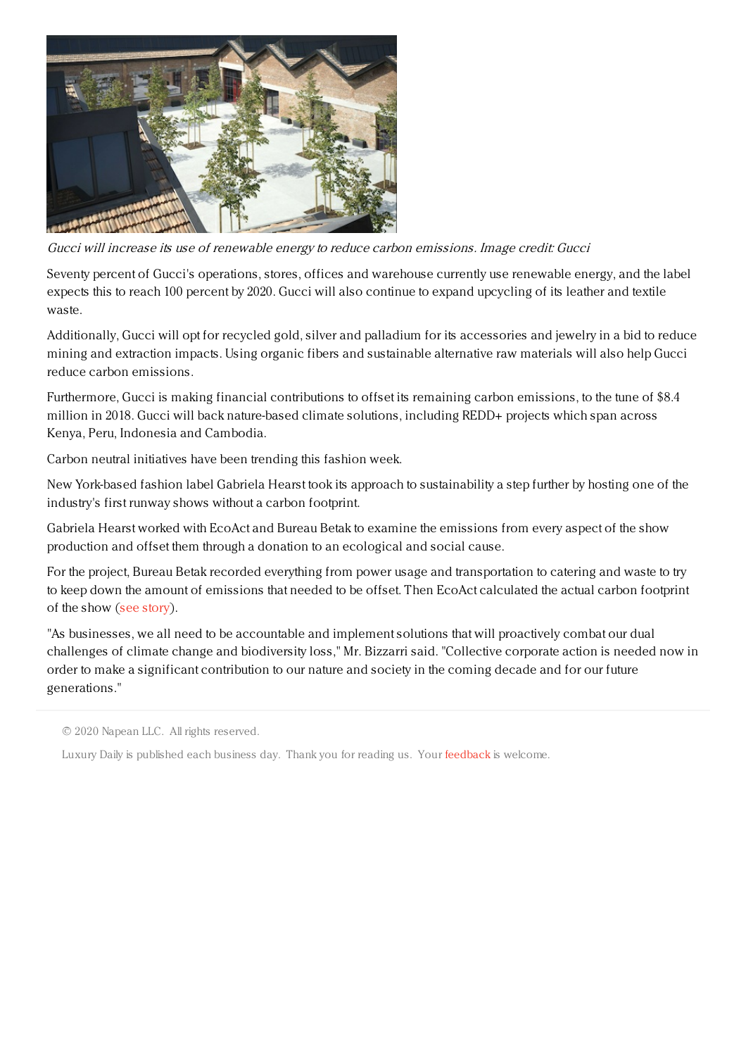*Gucci will increase its use of renewable energy to reduce carbon emissions. Image credit: Gucci*

Seventy percent of Gucci's operations, stores, offices and warehouse currently use renewable energy, and the label expects this to reach 100 percent by 2020. Gucci will also continue to expand upcycling of its leather and textile waste.

Additionally, Gucci will opt for recycled gold, silver and palladium for its accessories and jewelry in a bid to reduce mining and extraction impacts. Using organic fibers and sustainable alternative raw materials will also help Gucci reduce carbon emissions.

Furthermore, Gucci is making financial contributions to offset its remaining carbon emissions, to the tune of $8.4 million in 2018. Gucci will back nature-based climate solutions, including REDD+ projects which span across Kenya, Peru, Indonesia and Cambodia.

Carbon neutral initiatives have been trending this fashion week.

New York-based fashion label Gabriela Hearst took its approach to sustainability a step further by hosting one of the industry's first runway shows without a carbon footprint.

Gabriela Hearst worked with EcoAct and Bureau Betak to examine the emissions from every aspect of the show production and offset them through a donation to an ecological and social cause.

For the project, Bureau Betak recorded everything from power usage and transportation to catering and waste to try to keep down the amount of emissions that needed to be offset. Then EcoAct calculated the actual carbon footprint of the show (see story).

"As businesses, we all need to be accountable and implement solutions that will proactively combat our dual challenges of climate change and biodiversity loss," Mr. Bizzarri said. "Collective corporate action is needed now in order to make a significant contribution to our nature and society in the coming decade and for our future generations."

© 2020 Napean LLC. All rights reserved.

Luxury Daily is published each business day. Thank you for reading us. Your feedback is welcome.